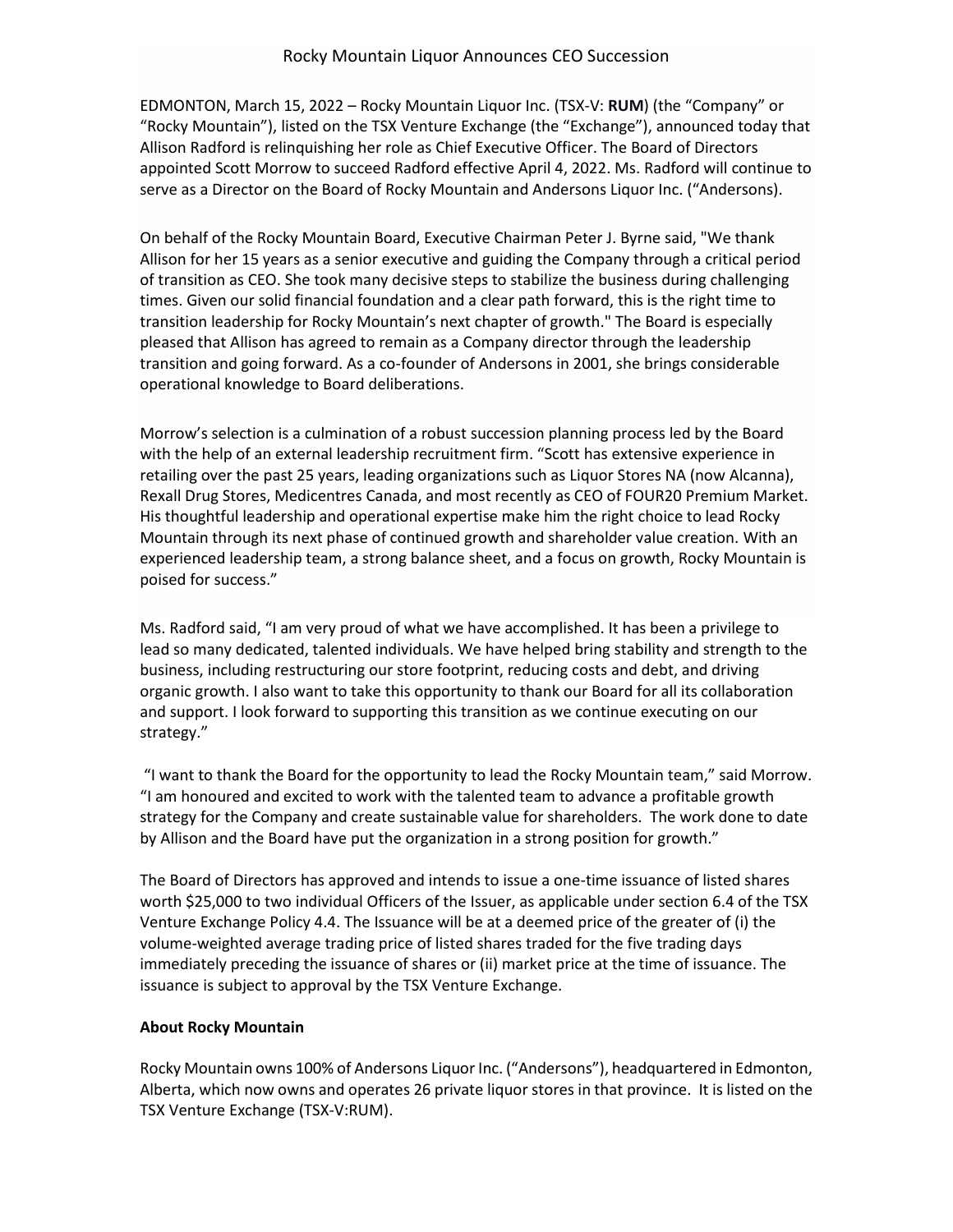# Rocky Mountain Liquor Announces CEO Succession

EDMONTON, March 15, 2022 – Rocky Mountain Liquor Inc. (TSX-V: **RUM**) (the "Company" or "Rocky Mountain"), listed on the TSX Venture Exchange (the "Exchange"), announced today that Allison Radford is relinquishing her role as Chief Executive Officer. The Board of Directors appointed Scott Morrow to succeed Radford effective April 4, 2022. Ms. Radford will continue to serve as a Director on the Board of Rocky Mountain and Andersons Liquor Inc. ("Andersons).

On behalf of the Rocky Mountain Board, Executive Chairman Peter J. Byrne said, "We thank Allison for her 15 years as a senior executive and guiding the Company through a critical period of transition as CEO. She took many decisive steps to stabilize the business during challenging times. Given our solid financial foundation and a clear path forward, this is the right time to transition leadership for Rocky Mountain's next chapter of growth." The Board is especially pleased that Allison has agreed to remain as a Company director through the leadership transition and going forward. As a co-founder of Andersons in 2001, she brings considerable operational knowledge to Board deliberations.

Morrow's selection is a culmination of a robust succession planning process led by the Board with the help of an external leadership recruitment firm. "Scott has extensive experience in retailing over the past 25 years, leading organizations such as Liquor Stores NA (now Alcanna), Rexall Drug Stores, Medicentres Canada, and most recently as CEO of FOUR20 Premium Market. His thoughtful leadership and operational expertise make him the right choice to lead Rocky Mountain through its next phase of continued growth and shareholder value creation. With an experienced leadership team, a strong balance sheet, and a focus on growth, Rocky Mountain is poised for success."

Ms. Radford said, "I am very proud of what we have accomplished. It has been a privilege to lead so many dedicated, talented individuals. We have helped bring stability and strength to the business, including restructuring our store footprint, reducing costs and debt, and driving organic growth. I also want to take this opportunity to thank our Board for all its collaboration and support. I look forward to supporting this transition as we continue executing on our strategy."

"I want to thank the Board for the opportunity to lead the Rocky Mountain team," said Morrow. "I am honoured and excited to work with the talented team to advance a profitable growth strategy for the Company and create sustainable value for shareholders. The work done to date by Allison and the Board have put the organization in a strong position for growth."

The Board of Directors has approved and intends to issue a one-time issuance of listed shares worth $25,000 to two individual Officers of the Issuer, as applicable under section 6.4 of the TSX Venture Exchange Policy 4.4. The Issuance will be at a deemed price of the greater of (i) the volume-weighted average trading price of listed shares traded for the five trading days immediately preceding the issuance of shares or (ii) market price at the time of issuance. The issuance is subject to approval by the TSX Venture Exchange.

**About Rocky Mountain**

Rocky Mountain owns 100% of Andersons Liquor Inc. ("Andersons"), headquartered in Edmonton, Alberta, which now owns and operates 26 private liquor stores in that province. It is listed on the TSX Venture Exchange (TSX-V:RUM).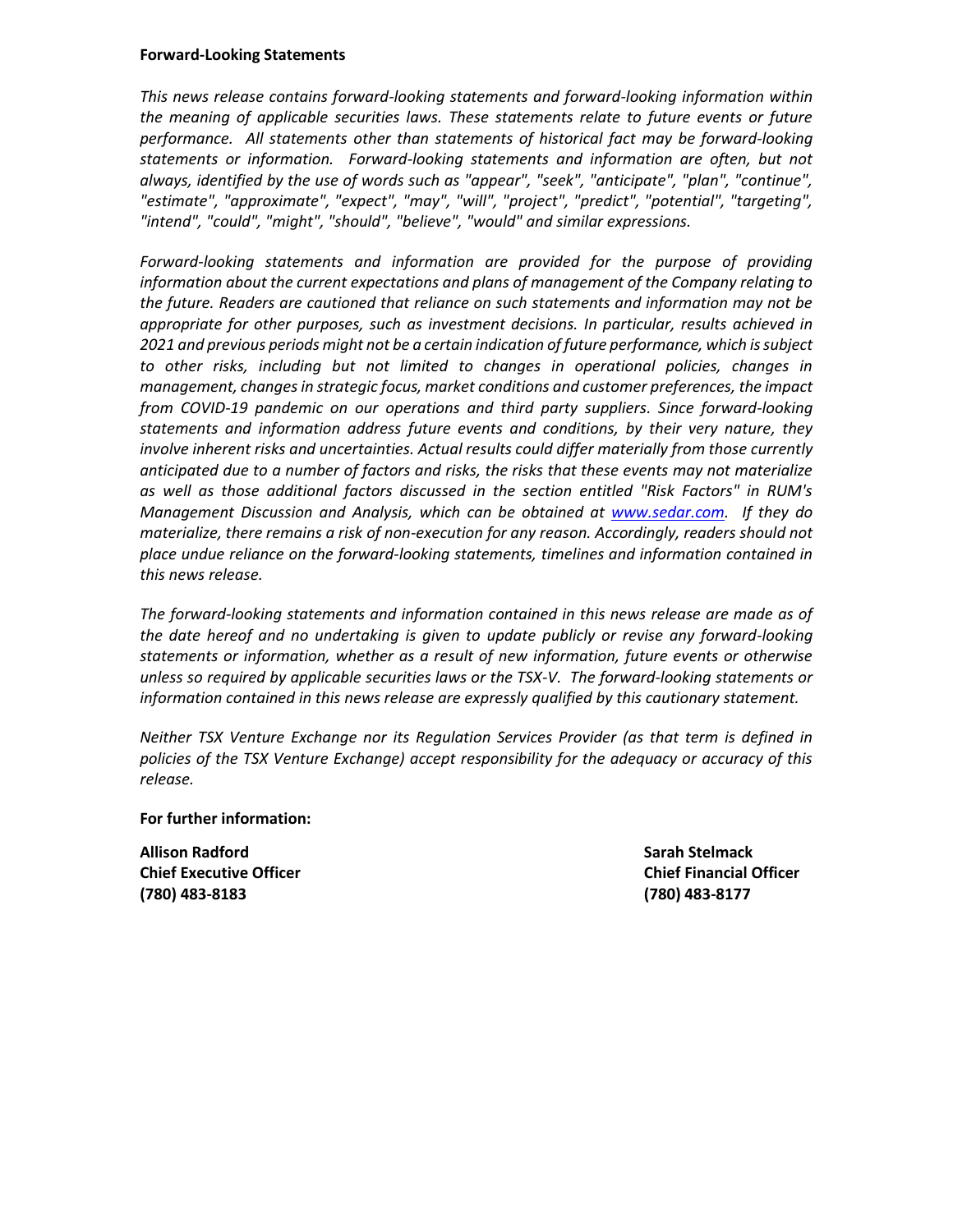**Forward-Looking Statements**

*This news release contains forward-looking statements and forward-looking information within the meaning of applicable securities laws. These statements relate to future events or future performance. All statements other than statements of historical fact may be forward-looking statements or information. Forward-looking statements and information are often, but not always, identified by the use of words such as "appear", "seek", "anticipate", "plan", "continue", "estimate", "approximate", "expect", "may", "will", "project", "predict", "potential", "targeting", "intend", "could", "might", "should", "believe", "would" and similar expressions.*

*Forward-looking statements and information are provided for the purpose of providing information about the current expectations and plans of management of the Company relating to the future. Readers are cautioned that reliance on such statements and information may not be appropriate for other purposes, such as investment decisions. In particular, results achieved in 2021 and previous periods might not be a certain indication of future performance, which is subject to other risks, including but not limited to changes in operational policies, changes in management, changes in strategic focus, market conditions and customer preferences, the impact from COVID-19 pandemic on our operations and third party suppliers. Since forward-looking statements and information address future events and conditions, by their very nature, they involve inherent risks and uncertainties. Actual results could differ materially from those currently anticipated due to a number of factors and risks, the risks that these events may not materialize as well as those additional factors discussed in the section entitled "Risk Factors" in RUM's Management Discussion and Analysis, which can be obtained at [www.sedar.com](http://www.sedar.com). If they do materialize, there remains a risk of non-execution for any reason. Accordingly, readers should not place undue reliance on the forward-looking statements, timelines and information contained in this news release.*

*The forward-looking statements and information contained in this news release are made as of the date hereof and no undertaking is given to update publicly or revise any forward-looking statements or information, whether as a result of new information, future events or otherwise unless so required by applicable securities laws or the TSX-V. The forward-looking statements or information contained in this news release are expressly qualified by this cautionary statement.*

*Neither TSX Venture Exchange nor its Regulation Services Provider (as that term is defined in policies of the TSX Venture Exchange) accept responsibility for the adequacy or accuracy of this release.*

**For further information:**

**Allison Radford**
**Chief Executive Officer**
**(780) 483-8183**

**Sarah Stelmack**
**Chief Financial Officer**
**(780) 483-8177**